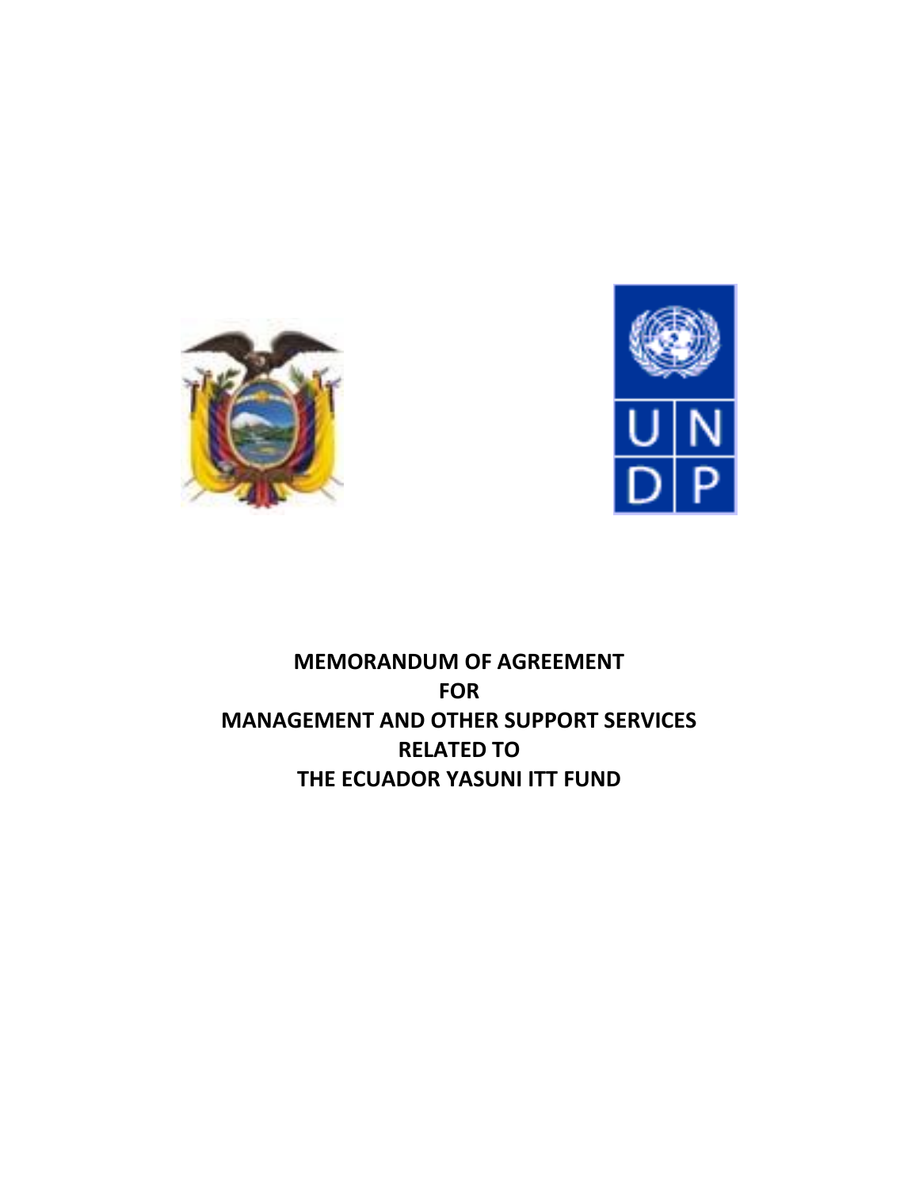# MEMORANDUM OF AGREEMENT FOR MANAGEMENT AND OTHER SUPPORT SERVICES RELATED TO THE ECUADOR YASUNI ITT FUND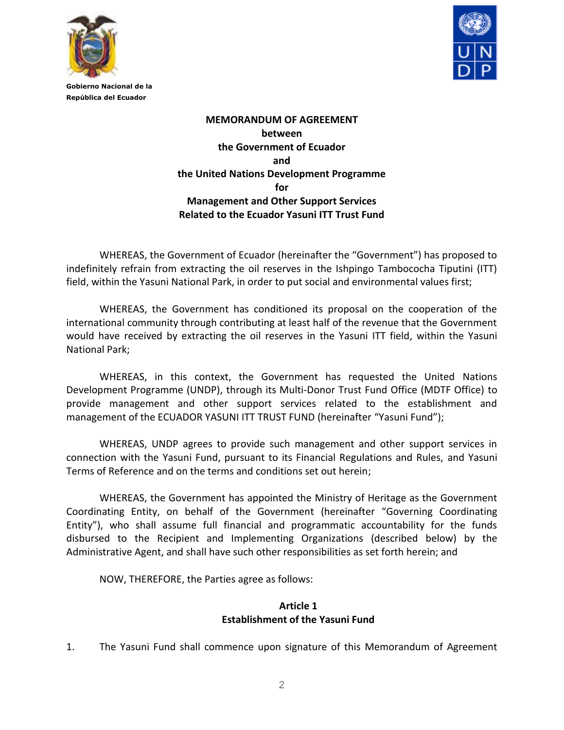Gobierno Nacional de la República del Ecuador

**MEMORANDUM OF AGREEMENT**
**between**
**the Government of Ecuador**
**and**
**the United Nations Development Programme**
**for**
**Management and Other Support Services**
**Related to the Ecuador Yasuni ITT Trust Fund**

WHEREAS, the Government of Ecuador (hereinafter the "Government") has proposed to indefinitely refrain from extracting the oil reserves in the Ishpingo Tambococha Tiputini (ITT) field, within the Yasuni National Park, in order to put social and environmental values first;

WHEREAS, the Government has conditioned its proposal on the cooperation of the international community through contributing at least half of the revenue that the Government would have received by extracting the oil reserves in the Yasuni ITT field, within the Yasuni National Park;

WHEREAS, in this context, the Government has requested the United Nations Development Programme (UNDP), through its Multi-Donor Trust Fund Office (MDTF Office) to provide management and other support services related to the establishment and management of the ECUADOR YASUNI ITT TRUST FUND (hereinafter "Yasuni Fund");

WHEREAS, UNDP agrees to provide such management and other support services in connection with the Yasuni Fund, pursuant to its Financial Regulations and Rules, and Yasuni Terms of Reference and on the terms and conditions set out herein;

WHEREAS, the Government has appointed the Ministry of Heritage as the Government Coordinating Entity, on behalf of the Government (hereinafter "Governing Coordinating Entity"), who shall assume full financial and programmatic accountability for the funds disbursed to the Recipient and Implementing Organizations (described below) by the Administrative Agent, and shall have such other responsibilities as set forth herein; and

NOW, THEREFORE, the Parties agree as follows:

## Article 1
## Establishment of the Yasuni Fund

1. The Yasuni Fund shall commence upon signature of this Memorandum of Agreement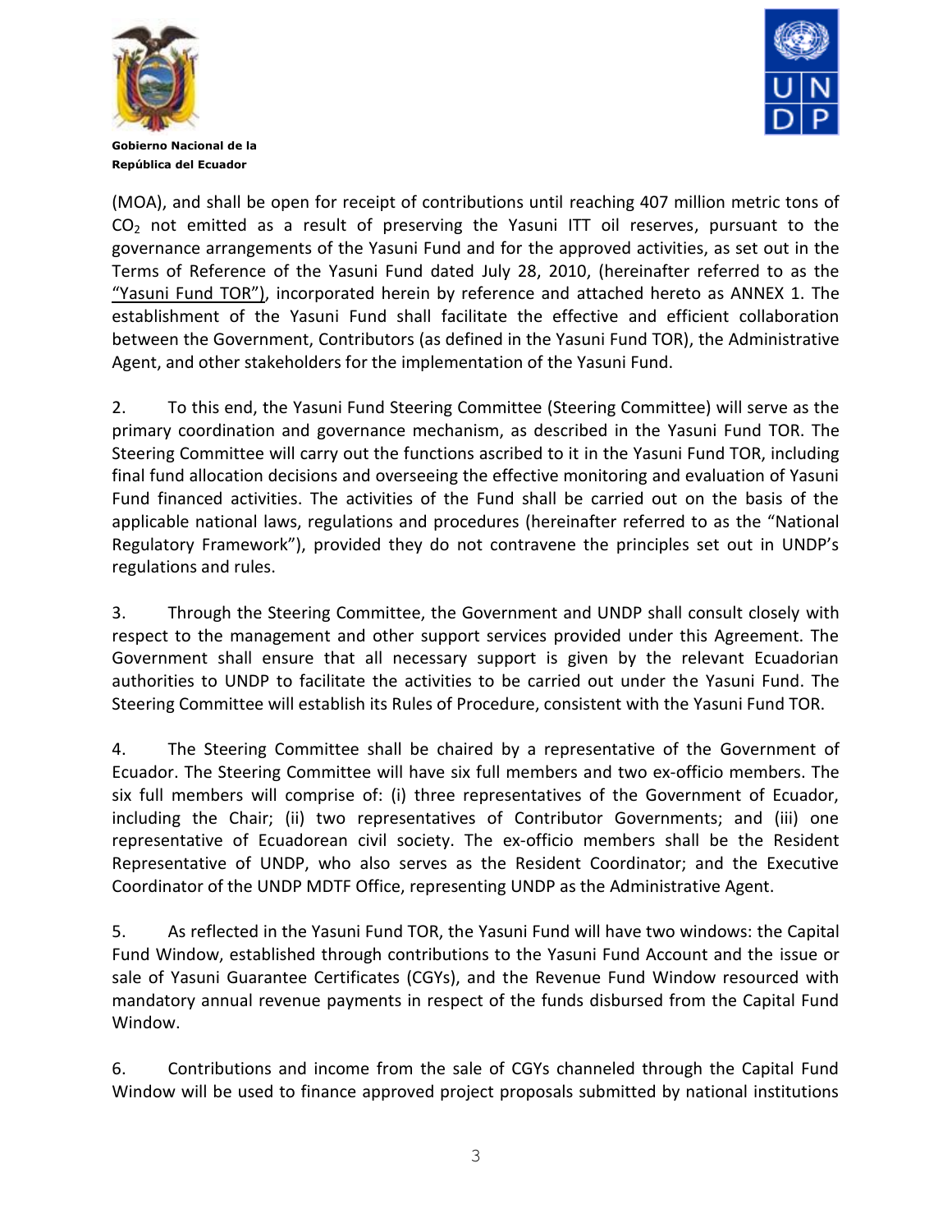(MOA), and shall be open for receipt of contributions until reaching 407 million metric tons of $CO_2$ not emitted as a result of preserving the Yasuni ITT oil reserves, pursuant to the governance arrangements of the Yasuni Fund and for the approved activities, as set out in the Terms of Reference of the Yasuni Fund dated July 28, 2010, (hereinafter referred to as the "Yasuni Fund TOR"), incorporated herein by reference and attached hereto as ANNEX 1. The establishment of the Yasuni Fund shall facilitate the effective and efficient collaboration between the Government, Contributors (as defined in the Yasuni Fund TOR), the Administrative Agent, and other stakeholders for the implementation of the Yasuni Fund.

2. To this end, the Yasuni Fund Steering Committee (Steering Committee) will serve as the primary coordination and governance mechanism, as described in the Yasuni Fund TOR. The Steering Committee will carry out the functions ascribed to it in the Yasuni Fund TOR, including final fund allocation decisions and overseeing the effective monitoring and evaluation of Yasuni Fund financed activities. The activities of the Fund shall be carried out on the basis of the applicable national laws, regulations and procedures (hereinafter referred to as the "National Regulatory Framework"), provided they do not contravene the principles set out in UNDP's regulations and rules.

3. Through the Steering Committee, the Government and UNDP shall consult closely with respect to the management and other support services provided under this Agreement. The Government shall ensure that all necessary support is given by the relevant Ecuadorian authorities to UNDP to facilitate the activities to be carried out under the Yasuni Fund. The Steering Committee will establish its Rules of Procedure, consistent with the Yasuni Fund TOR.

4. The Steering Committee shall be chaired by a representative of the Government of Ecuador. The Steering Committee will have six full members and two ex-officio members. The six full members will comprise of: (i) three representatives of the Government of Ecuador, including the Chair; (ii) two representatives of Contributor Governments; and (iii) one representative of Ecuadorean civil society. The ex-officio members shall be the Resident Representative of UNDP, who also serves as the Resident Coordinator; and the Executive Coordinator of the UNDP MDTF Office, representing UNDP as the Administrative Agent.

5. As reflected in the Yasuni Fund TOR, the Yasuni Fund will have two windows: the Capital Fund Window, established through contributions to the Yasuni Fund Account and the issue or sale of Yasuni Guarantee Certificates (CGYs), and the Revenue Fund Window resourced with mandatory annual revenue payments in respect of the funds disbursed from the Capital Fund Window.

6. Contributions and income from the sale of CGYs channeled through the Capital Fund Window will be used to finance approved project proposals submitted by national institutions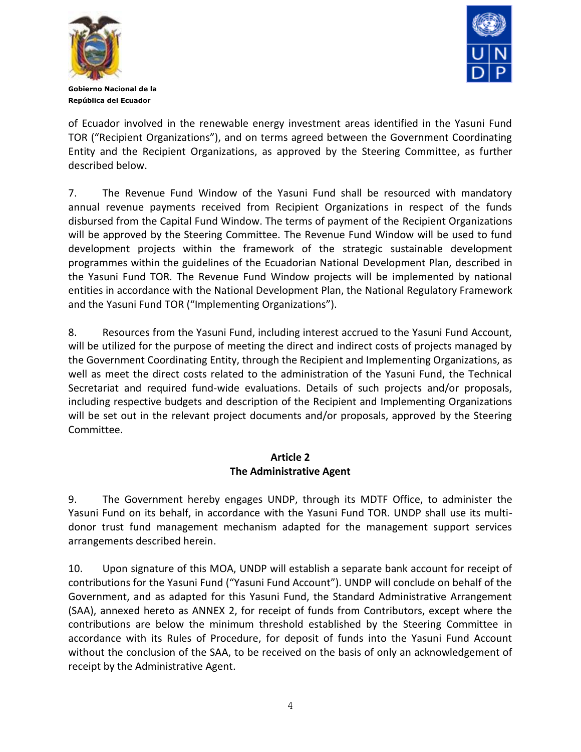of Ecuador involved in the renewable energy investment areas identified in the Yasuni Fund TOR ("Recipient Organizations"), and on terms agreed between the Government Coordinating Entity and the Recipient Organizations, as approved by the Steering Committee, as further described below.

7. The Revenue Fund Window of the Yasuni Fund shall be resourced with mandatory annual revenue payments received from Recipient Organizations in respect of the funds disbursed from the Capital Fund Window. The terms of payment of the Recipient Organizations will be approved by the Steering Committee. The Revenue Fund Window will be used to fund development projects within the framework of the strategic sustainable development programmes within the guidelines of the Ecuadorian National Development Plan, described in the Yasuni Fund TOR. The Revenue Fund Window projects will be implemented by national entities in accordance with the National Development Plan, the National Regulatory Framework and the Yasuni Fund TOR ("Implementing Organizations").

8. Resources from the Yasuni Fund, including interest accrued to the Yasuni Fund Account, will be utilized for the purpose of meeting the direct and indirect costs of projects managed by the Government Coordinating Entity, through the Recipient and Implementing Organizations, as well as meet the direct costs related to the administration of the Yasuni Fund, the Technical Secretariat and required fund-wide evaluations. Details of such projects and/or proposals, including respective budgets and description of the Recipient and Implementing Organizations will be set out in the relevant project documents and/or proposals, approved by the Steering Committee.

## Article 2
## The Administrative Agent

9. The Government hereby engages UNDP, through its MDTF Office, to administer the Yasuni Fund on its behalf, in accordance with the Yasuni Fund TOR. UNDP shall use its multi-donor trust fund management mechanism adapted for the management support services arrangements described herein.

10. Upon signature of this MOA, UNDP will establish a separate bank account for receipt of contributions for the Yasuni Fund ("Yasuni Fund Account"). UNDP will conclude on behalf of the Government, and as adapted for this Yasuni Fund, the Standard Administrative Arrangement (SAA), annexed hereto as ANNEX 2, for receipt of funds from Contributors, except where the contributions are below the minimum threshold established by the Steering Committee in accordance with its Rules of Procedure, for deposit of funds into the Yasuni Fund Account without the conclusion of the SAA, to be received on the basis of only an acknowledgement of receipt by the Administrative Agent.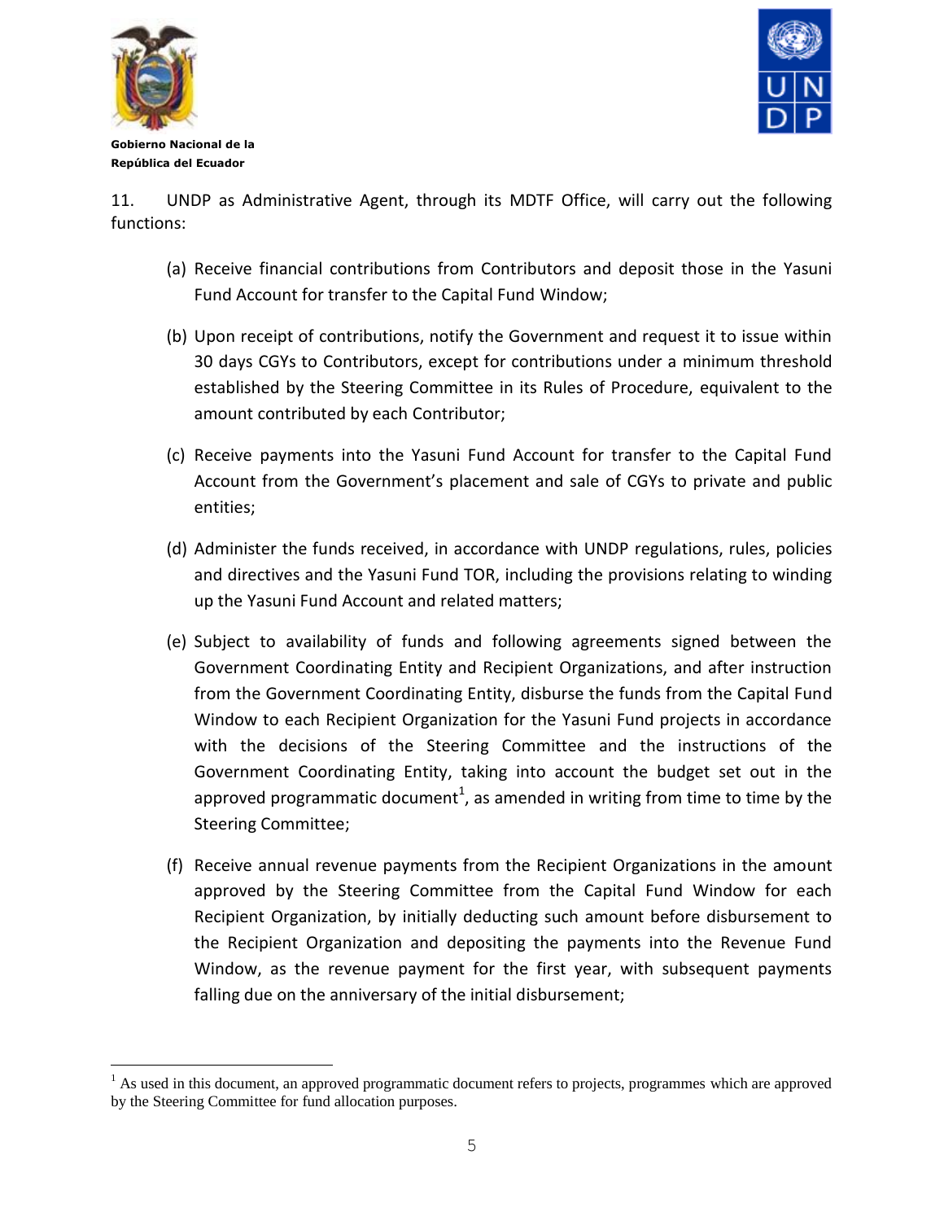11. UNDP as Administrative Agent, through its MDTF Office, will carry out the following functions:

(a) Receive financial contributions from Contributors and deposit those in the Yasuni Fund Account for transfer to the Capital Fund Window;

(b) Upon receipt of contributions, notify the Government and request it to issue within 30 days CGYs to Contributors, except for contributions under a minimum threshold established by the Steering Committee in its Rules of Procedure, equivalent to the amount contributed by each Contributor;

(c) Receive payments into the Yasuni Fund Account for transfer to the Capital Fund Account from the Government's placement and sale of CGYs to private and public entities;

(d) Administer the funds received, in accordance with UNDP regulations, rules, policies and directives and the Yasuni Fund TOR, including the provisions relating to winding up the Yasuni Fund Account and related matters;

(e) Subject to availability of funds and following agreements signed between the Government Coordinating Entity and Recipient Organizations, and after instruction from the Government Coordinating Entity, disburse the funds from the Capital Fund Window to each Recipient Organization for the Yasuni Fund projects in accordance with the decisions of the Steering Committee and the instructions of the Government Coordinating Entity, taking into account the budget set out in the approved programmatic document[1], as amended in writing from time to time by the Steering Committee;

(f) Receive annual revenue payments from the Recipient Organizations in the amount approved by the Steering Committee from the Capital Fund Window for each Recipient Organization, by initially deducting such amount before disbursement to the Recipient Organization and depositing the payments into the Revenue Fund Window, as the revenue payment for the first year, with subsequent payments falling due on the anniversary of the initial disbursement;

---

[1] As used in this document, an approved programmatic document refers to projects, programmes which are approved by the Steering Committee for fund allocation purposes.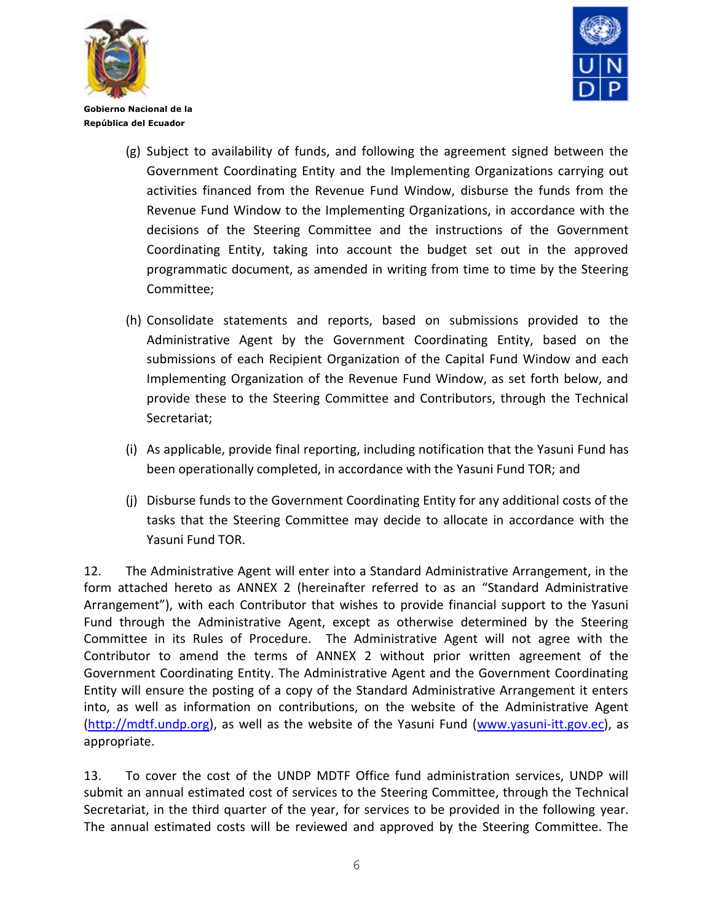(g) Subject to availability of funds, and following the agreement signed between the Government Coordinating Entity and the Implementing Organizations carrying out activities financed from the Revenue Fund Window, disburse the funds from the Revenue Fund Window to the Implementing Organizations, in accordance with the decisions of the Steering Committee and the instructions of the Government Coordinating Entity, taking into account the budget set out in the approved programmatic document, as amended in writing from time to time by the Steering Committee;

(h) Consolidate statements and reports, based on submissions provided to the Administrative Agent by the Government Coordinating Entity, based on the submissions of each Recipient Organization of the Capital Fund Window and each Implementing Organization of the Revenue Fund Window, as set forth below, and provide these to the Steering Committee and Contributors, through the Technical Secretariat;

(i) As applicable, provide final reporting, including notification that the Yasuni Fund has been operationally completed, in accordance with the Yasuni Fund TOR; and

(j) Disburse funds to the Government Coordinating Entity for any additional costs of the tasks that the Steering Committee may decide to allocate in accordance with the Yasuni Fund TOR.

12. The Administrative Agent will enter into a Standard Administrative Arrangement, in the form attached hereto as ANNEX 2 (hereinafter referred to as an "Standard Administrative Arrangement"), with each Contributor that wishes to provide financial support to the Yasuni Fund through the Administrative Agent, except as otherwise determined by the Steering Committee in its Rules of Procedure. The Administrative Agent will not agree with the Contributor to amend the terms of ANNEX 2 without prior written agreement of the Government Coordinating Entity. The Administrative Agent and the Government Coordinating Entity will ensure the posting of a copy of the Standard Administrative Arrangement it enters into, as well as information on contributions, on the website of the Administrative Agent (http://mdtf.undp.org), as well as the website of the Yasuni Fund (www.yasuni-itt.gov.ec), as appropriate.

13. To cover the cost of the UNDP MDTF Office fund administration services, UNDP will submit an annual estimated cost of services to the Steering Committee, through the Technical Secretariat, in the third quarter of the year, for services to be provided in the following year. The annual estimated costs will be reviewed and approved by the Steering Committee. The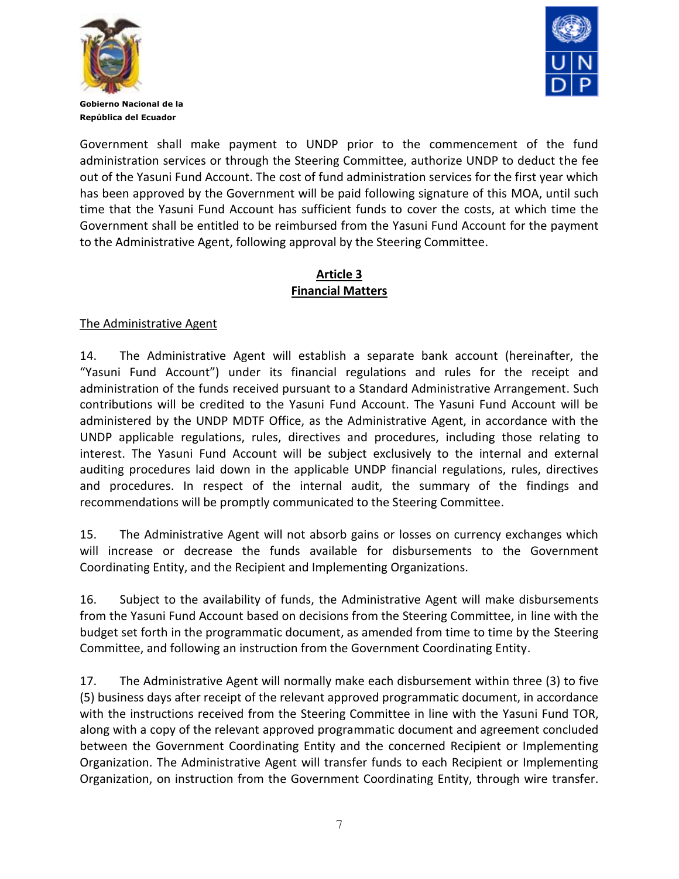Government shall make payment to UNDP prior to the commencement of the fund administration services or through the Steering Committee, authorize UNDP to deduct the fee out of the Yasuni Fund Account. The cost of fund administration services for the first year which has been approved by the Government will be paid following signature of this MOA, until such time that the Yasuni Fund Account has sufficient funds to cover the costs, at which time the Government shall be entitled to be reimbursed from the Yasuni Fund Account for the payment to the Administrative Agent, following approval by the Steering Committee.

## Article 3
## Financial Matters

The Administrative Agent

14. The Administrative Agent will establish a separate bank account (hereinafter, the "Yasuni Fund Account") under its financial regulations and rules for the receipt and administration of the funds received pursuant to a Standard Administrative Arrangement. Such contributions will be credited to the Yasuni Fund Account. The Yasuni Fund Account will be administered by the UNDP MDTF Office, as the Administrative Agent, in accordance with the UNDP applicable regulations, rules, directives and procedures, including those relating to interest. The Yasuni Fund Account will be subject exclusively to the internal and external auditing procedures laid down in the applicable UNDP financial regulations, rules, directives and procedures. In respect of the internal audit, the summary of the findings and recommendations will be promptly communicated to the Steering Committee.

15. The Administrative Agent will not absorb gains or losses on currency exchanges which will increase or decrease the funds available for disbursements to the Government Coordinating Entity, and the Recipient and Implementing Organizations.

16. Subject to the availability of funds, the Administrative Agent will make disbursements from the Yasuni Fund Account based on decisions from the Steering Committee, in line with the budget set forth in the programmatic document, as amended from time to time by the Steering Committee, and following an instruction from the Government Coordinating Entity.

17. The Administrative Agent will normally make each disbursement within three (3) to five (5) business days after receipt of the relevant approved programmatic document, in accordance with the instructions received from the Steering Committee in line with the Yasuni Fund TOR, along with a copy of the relevant approved programmatic document and agreement concluded between the Government Coordinating Entity and the concerned Recipient or Implementing Organization. The Administrative Agent will transfer funds to each Recipient or Implementing Organization, on instruction from the Government Coordinating Entity, through wire transfer.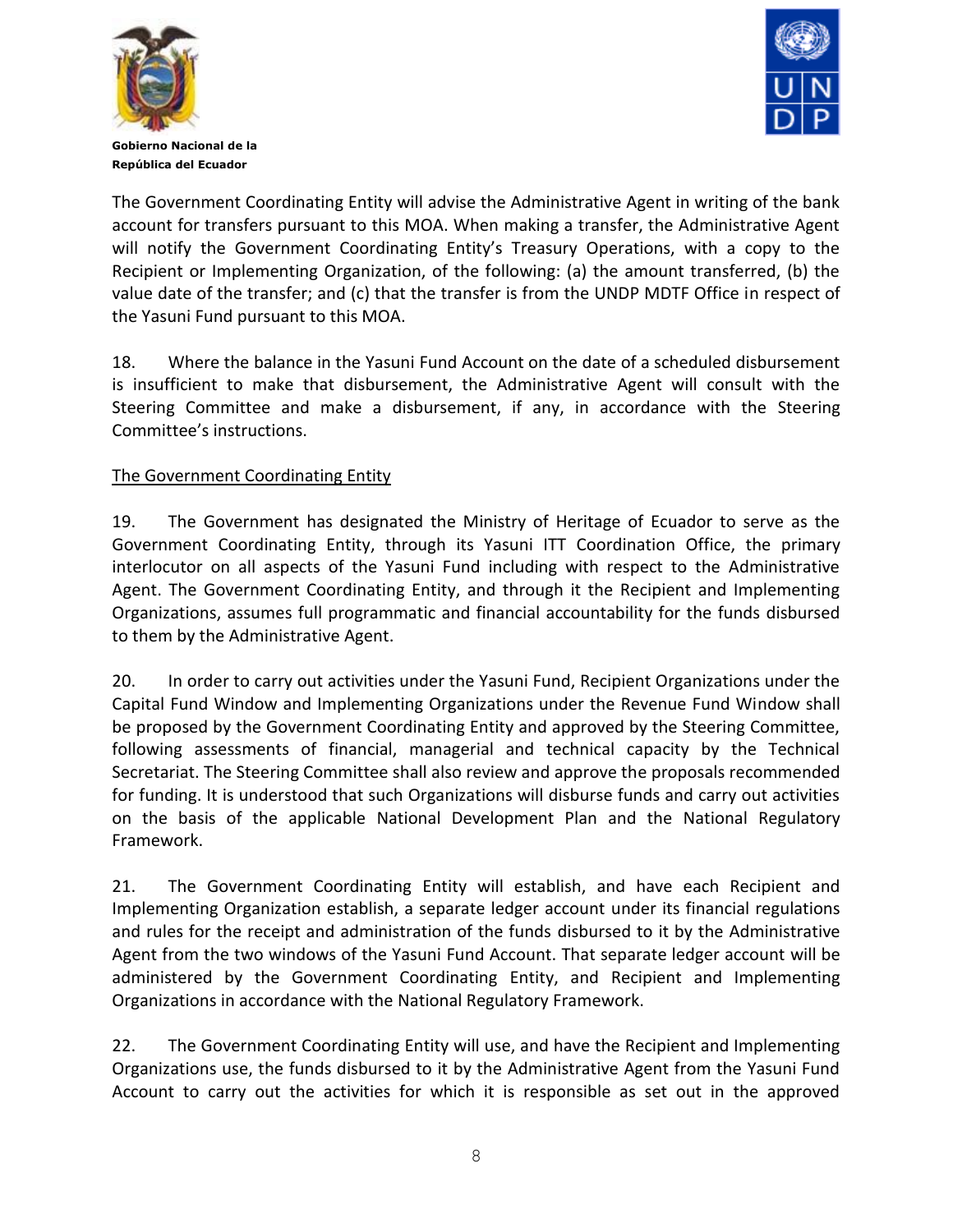The Government Coordinating Entity will advise the Administrative Agent in writing of the bank account for transfers pursuant to this MOA. When making a transfer, the Administrative Agent will notify the Government Coordinating Entity's Treasury Operations, with a copy to the Recipient or Implementing Organization, of the following: (a) the amount transferred, (b) the value date of the transfer; and (c) that the transfer is from the UNDP MDTF Office in respect of the Yasuni Fund pursuant to this MOA.

18. Where the balance in the Yasuni Fund Account on the date of a scheduled disbursement is insufficient to make that disbursement, the Administrative Agent will consult with the Steering Committee and make a disbursement, if any, in accordance with the Steering Committee's instructions.

The Government Coordinating Entity

19. The Government has designated the Ministry of Heritage of Ecuador to serve as the Government Coordinating Entity, through its Yasuni ITT Coordination Office, the primary interlocutor on all aspects of the Yasuni Fund including with respect to the Administrative Agent. The Government Coordinating Entity, and through it the Recipient and Implementing Organizations, assumes full programmatic and financial accountability for the funds disbursed to them by the Administrative Agent.

20. In order to carry out activities under the Yasuni Fund, Recipient Organizations under the Capital Fund Window and Implementing Organizations under the Revenue Fund Window shall be proposed by the Government Coordinating Entity and approved by the Steering Committee, following assessments of financial, managerial and technical capacity by the Technical Secretariat. The Steering Committee shall also review and approve the proposals recommended for funding. It is understood that such Organizations will disburse funds and carry out activities on the basis of the applicable National Development Plan and the National Regulatory Framework.

21. The Government Coordinating Entity will establish, and have each Recipient and Implementing Organization establish, a separate ledger account under its financial regulations and rules for the receipt and administration of the funds disbursed to it by the Administrative Agent from the two windows of the Yasuni Fund Account. That separate ledger account will be administered by the Government Coordinating Entity, and Recipient and Implementing Organizations in accordance with the National Regulatory Framework.

22. The Government Coordinating Entity will use, and have the Recipient and Implementing Organizations use, the funds disbursed to it by the Administrative Agent from the Yasuni Fund Account to carry out the activities for which it is responsible as set out in the approved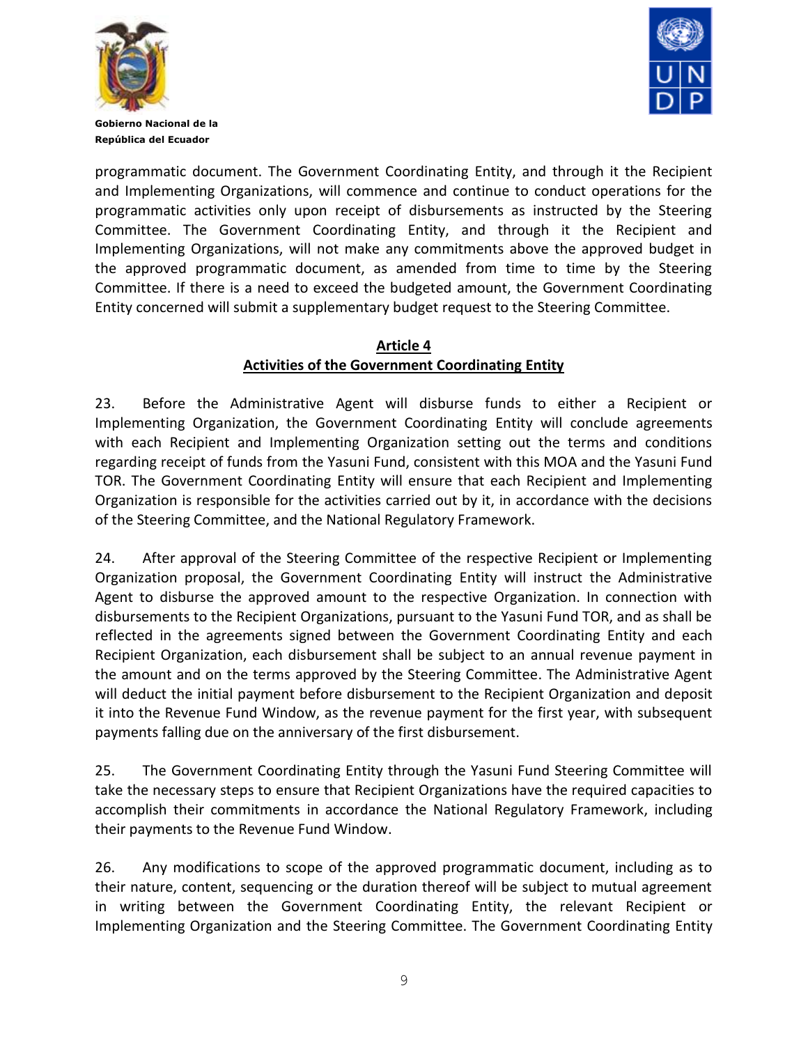programmatic document. The Government Coordinating Entity, and through it the Recipient and Implementing Organizations, will commence and continue to conduct operations for the programmatic activities only upon receipt of disbursements as instructed by the Steering Committee. The Government Coordinating Entity, and through it the Recipient and Implementing Organizations, will not make any commitments above the approved budget in the approved programmatic document, as amended from time to time by the Steering Committee. If there is a need to exceed the budgeted amount, the Government Coordinating Entity concerned will submit a supplementary budget request to the Steering Committee.

## Article 4
## Activities of the Government Coordinating Entity

23. Before the Administrative Agent will disburse funds to either a Recipient or Implementing Organization, the Government Coordinating Entity will conclude agreements with each Recipient and Implementing Organization setting out the terms and conditions regarding receipt of funds from the Yasuni Fund, consistent with this MOA and the Yasuni Fund TOR. The Government Coordinating Entity will ensure that each Recipient and Implementing Organization is responsible for the activities carried out by it, in accordance with the decisions of the Steering Committee, and the National Regulatory Framework.

24. After approval of the Steering Committee of the respective Recipient or Implementing Organization proposal, the Government Coordinating Entity will instruct the Administrative Agent to disburse the approved amount to the respective Organization. In connection with disbursements to the Recipient Organizations, pursuant to the Yasuni Fund TOR, and as shall be reflected in the agreements signed between the Government Coordinating Entity and each Recipient Organization, each disbursement shall be subject to an annual revenue payment in the amount and on the terms approved by the Steering Committee. The Administrative Agent will deduct the initial payment before disbursement to the Recipient Organization and deposit it into the Revenue Fund Window, as the revenue payment for the first year, with subsequent payments falling due on the anniversary of the first disbursement.

25. The Government Coordinating Entity through the Yasuni Fund Steering Committee will take the necessary steps to ensure that Recipient Organizations have the required capacities to accomplish their commitments in accordance the National Regulatory Framework, including their payments to the Revenue Fund Window.

26. Any modifications to scope of the approved programmatic document, including as to their nature, content, sequencing or the duration thereof will be subject to mutual agreement in writing between the Government Coordinating Entity, the relevant Recipient or Implementing Organization and the Steering Committee. The Government Coordinating Entity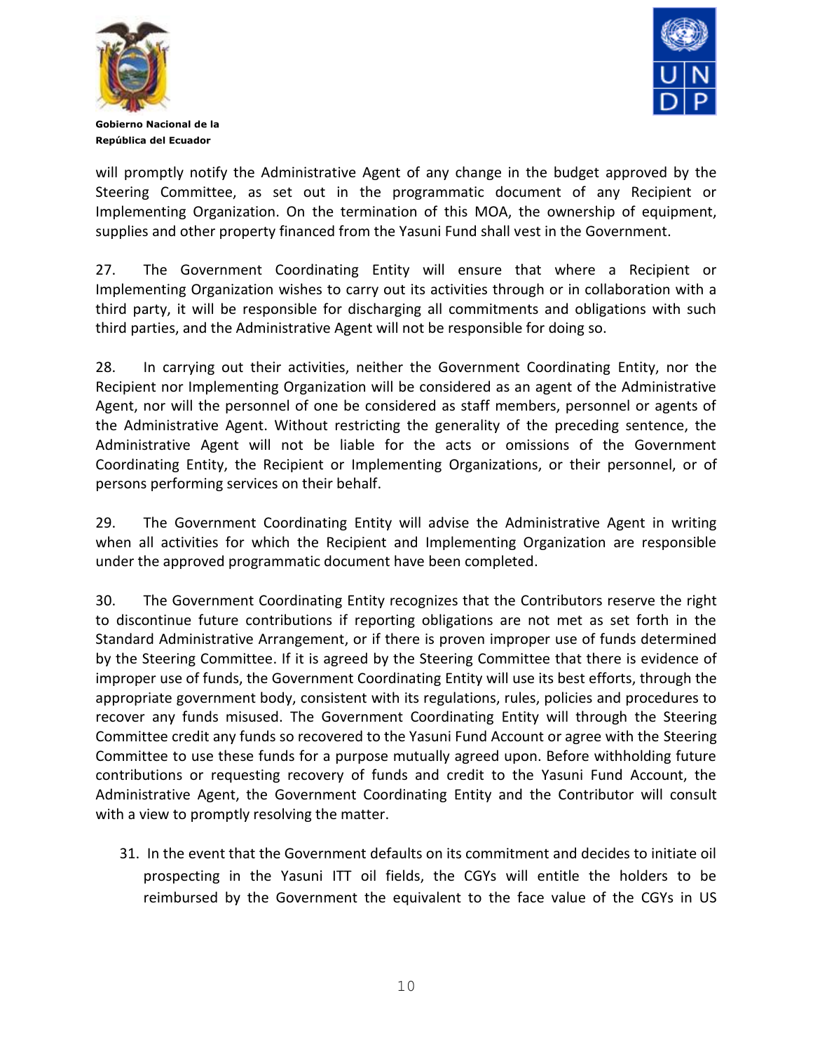will promptly notify the Administrative Agent of any change in the budget approved by the Steering Committee, as set out in the programmatic document of any Recipient or Implementing Organization. On the termination of this MOA, the ownership of equipment, supplies and other property financed from the Yasuni Fund shall vest in the Government.

27. The Government Coordinating Entity will ensure that where a Recipient or Implementing Organization wishes to carry out its activities through or in collaboration with a third party, it will be responsible for discharging all commitments and obligations with such third parties, and the Administrative Agent will not be responsible for doing so.

28. In carrying out their activities, neither the Government Coordinating Entity, nor the Recipient nor Implementing Organization will be considered as an agent of the Administrative Agent, nor will the personnel of one be considered as staff members, personnel or agents of the Administrative Agent. Without restricting the generality of the preceding sentence, the Administrative Agent will not be liable for the acts or omissions of the Government Coordinating Entity, the Recipient or Implementing Organizations, or their personnel, or of persons performing services on their behalf.

29. The Government Coordinating Entity will advise the Administrative Agent in writing when all activities for which the Recipient and Implementing Organization are responsible under the approved programmatic document have been completed.

30. The Government Coordinating Entity recognizes that the Contributors reserve the right to discontinue future contributions if reporting obligations are not met as set forth in the Standard Administrative Arrangement, or if there is proven improper use of funds determined by the Steering Committee. If it is agreed by the Steering Committee that there is evidence of improper use of funds, the Government Coordinating Entity will use its best efforts, through the appropriate government body, consistent with its regulations, rules, policies and procedures to recover any funds misused. The Government Coordinating Entity will through the Steering Committee credit any funds so recovered to the Yasuni Fund Account or agree with the Steering Committee to use these funds for a purpose mutually agreed upon. Before withholding future contributions or requesting recovery of funds and credit to the Yasuni Fund Account, the Administrative Agent, the Government Coordinating Entity and the Contributor will consult with a view to promptly resolving the matter.

31. In the event that the Government defaults on its commitment and decides to initiate oil prospecting in the Yasuni ITT oil fields, the CGYs will entitle the holders to be reimbursed by the Government the equivalent to the face value of the CGYs in US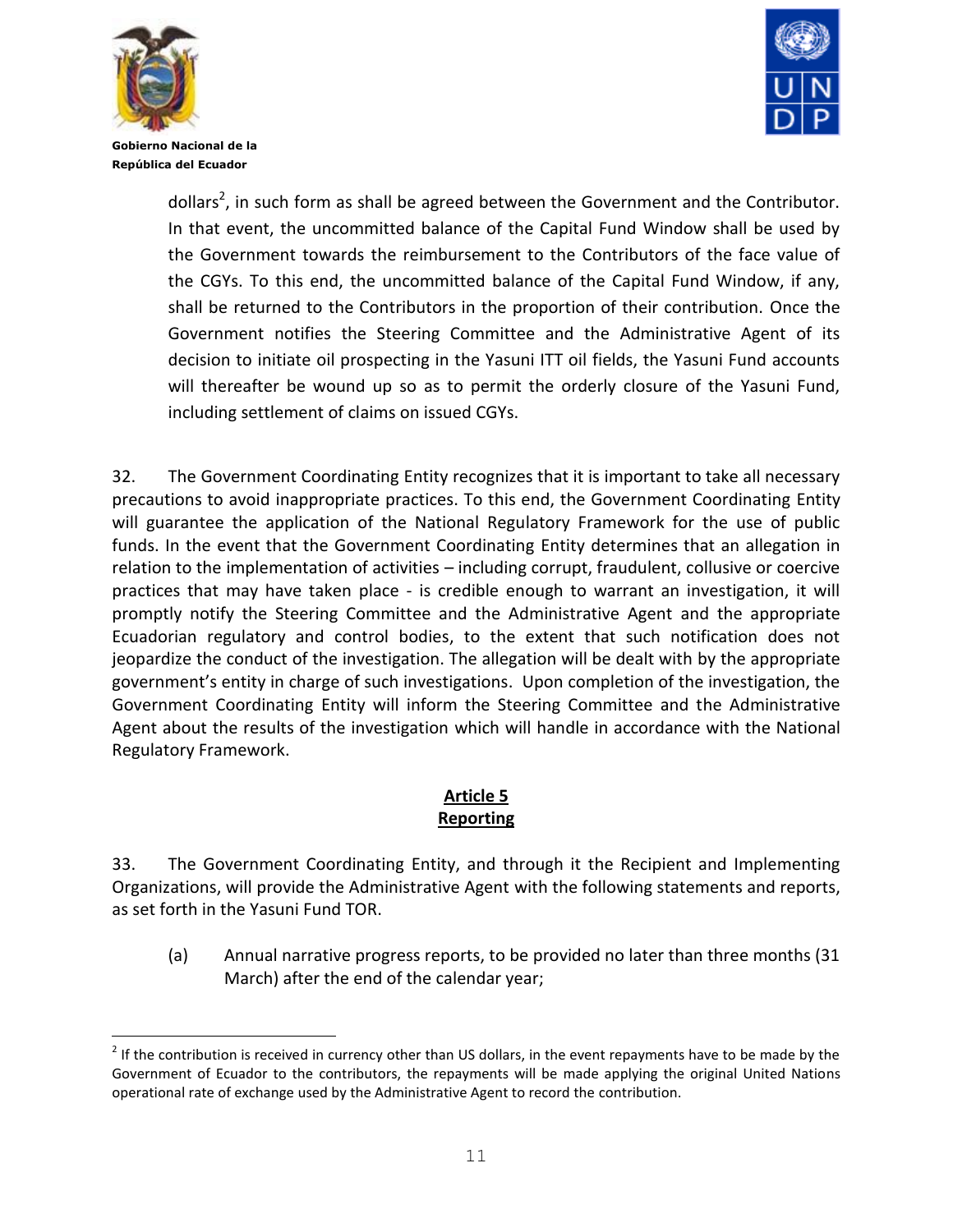dollars[2], in such form as shall be agreed between the Government and the Contributor. In that event, the uncommitted balance of the Capital Fund Window shall be used by the Government towards the reimbursement to the Contributors of the face value of the CGYs. To this end, the uncommitted balance of the Capital Fund Window, if any, shall be returned to the Contributors in the proportion of their contribution. Once the Government notifies the Steering Committee and the Administrative Agent of its decision to initiate oil prospecting in the Yasuni ITT oil fields, the Yasuni Fund accounts will thereafter be wound up so as to permit the orderly closure of the Yasuni Fund, including settlement of claims on issued CGYs.

32. The Government Coordinating Entity recognizes that it is important to take all necessary precautions to avoid inappropriate practices. To this end, the Government Coordinating Entity will guarantee the application of the National Regulatory Framework for the use of public funds. In the event that the Government Coordinating Entity determines that an allegation in relation to the implementation of activities – including corrupt, fraudulent, collusive or coercive practices that may have taken place - is credible enough to warrant an investigation, it will promptly notify the Steering Committee and the Administrative Agent and the appropriate Ecuadorian regulatory and control bodies, to the extent that such notification does not jeopardize the conduct of the investigation. The allegation will be dealt with by the appropriate government's entity in charge of such investigations. Upon completion of the investigation, the Government Coordinating Entity will inform the Steering Committee and the Administrative Agent about the results of the investigation which will handle in accordance with the National Regulatory Framework.

## Article 5
## Reporting

33. The Government Coordinating Entity, and through it the Recipient and Implementing Organizations, will provide the Administrative Agent with the following statements and reports, as set forth in the Yasuni Fund TOR.

(a) Annual narrative progress reports, to be provided no later than three months (31 March) after the end of the calendar year;

[2] If the contribution is received in currency other than US dollars, in the event repayments have to be made by the Government of Ecuador to the contributors, the repayments will be made applying the original United Nations operational rate of exchange used by the Administrative Agent to record the contribution.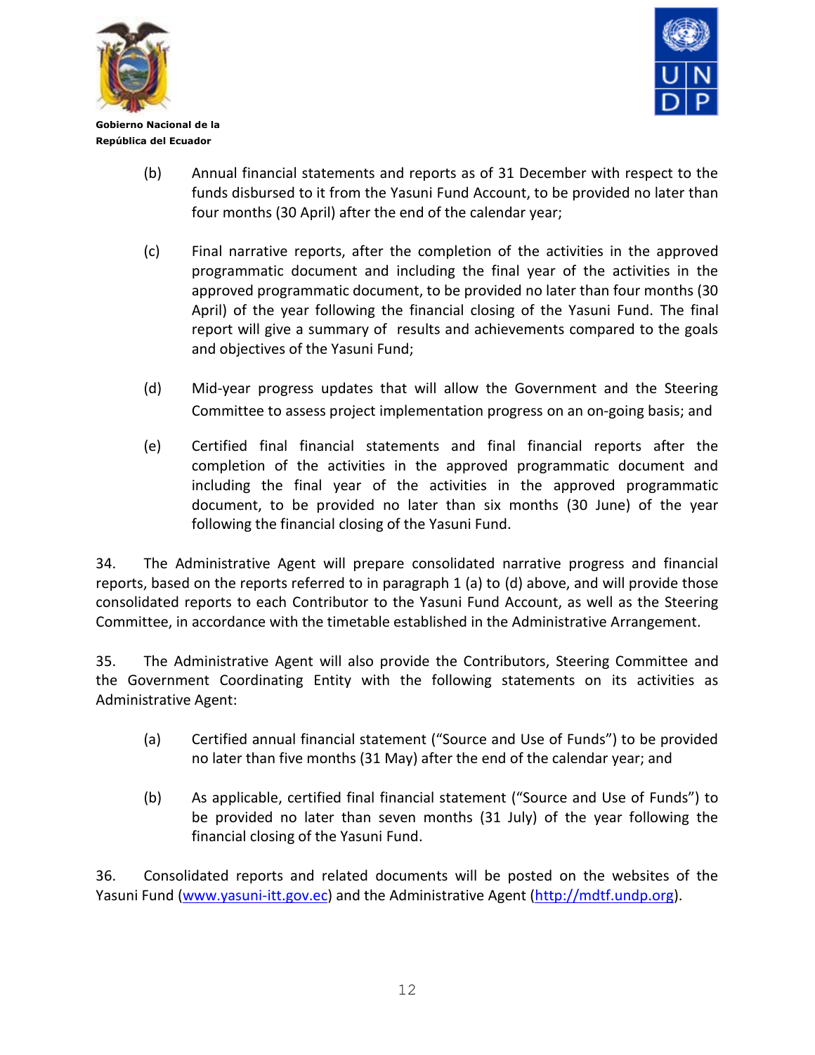(b) Annual financial statements and reports as of 31 December with respect to the funds disbursed to it from the Yasuni Fund Account, to be provided no later than four months (30 April) after the end of the calendar year;

(c) Final narrative reports, after the completion of the activities in the approved programmatic document and including the final year of the activities in the approved programmatic document, to be provided no later than four months (30 April) of the year following the financial closing of the Yasuni Fund. The final report will give a summary of results and achievements compared to the goals and objectives of the Yasuni Fund;

(d) Mid-year progress updates that will allow the Government and the Steering Committee to assess project implementation progress on an on-going basis; and

(e) Certified final financial statements and final financial reports after the completion of the activities in the approved programmatic document and including the final year of the activities in the approved programmatic document, to be provided no later than six months (30 June) of the year following the financial closing of the Yasuni Fund.

34. The Administrative Agent will prepare consolidated narrative progress and financial reports, based on the reports referred to in paragraph 1 (a) to (d) above, and will provide those consolidated reports to each Contributor to the Yasuni Fund Account, as well as the Steering Committee, in accordance with the timetable established in the Administrative Arrangement.

35. The Administrative Agent will also provide the Contributors, Steering Committee and the Government Coordinating Entity with the following statements on its activities as Administrative Agent:

(a) Certified annual financial statement ("Source and Use of Funds") to be provided no later than five months (31 May) after the end of the calendar year; and

(b) As applicable, certified final financial statement ("Source and Use of Funds") to be provided no later than seven months (31 July) of the year following the financial closing of the Yasuni Fund.

36. Consolidated reports and related documents will be posted on the websites of the Yasuni Fund (www.yasuni-itt.gov.ec) and the Administrative Agent (http://mdtf.undp.org).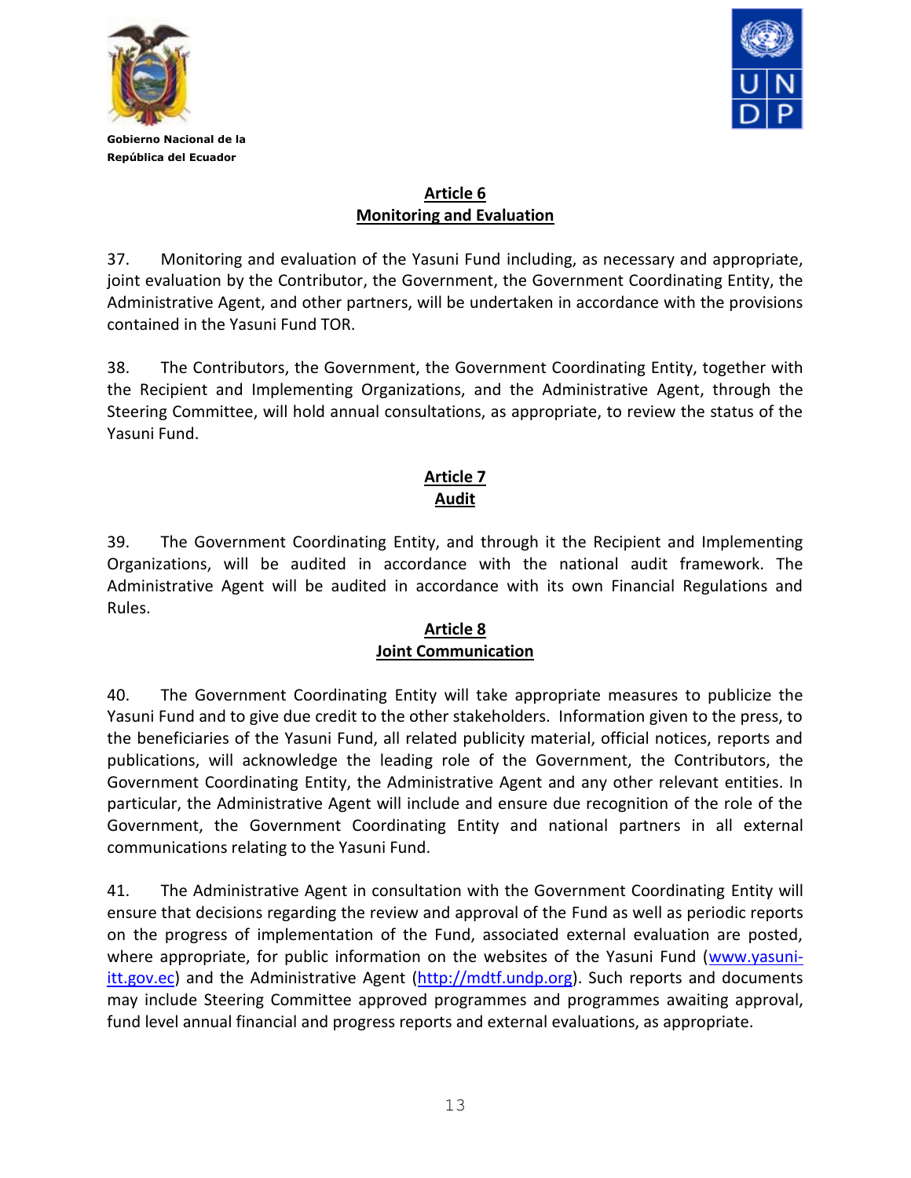## Article 6
## Monitoring and Evaluation

37. Monitoring and evaluation of the Yasuni Fund including, as necessary and appropriate, joint evaluation by the Contributor, the Government, the Government Coordinating Entity, the Administrative Agent, and other partners, will be undertaken in accordance with the provisions contained in the Yasuni Fund TOR.

38. The Contributors, the Government, the Government Coordinating Entity, together with the Recipient and Implementing Organizations, and the Administrative Agent, through the Steering Committee, will hold annual consultations, as appropriate, to review the status of the Yasuni Fund.

## Article 7
## Audit

39. The Government Coordinating Entity, and through it the Recipient and Implementing Organizations, will be audited in accordance with the national audit framework. The Administrative Agent will be audited in accordance with its own Financial Regulations and Rules.

## Article 8
## Joint Communication

40. The Government Coordinating Entity will take appropriate measures to publicize the Yasuni Fund and to give due credit to the other stakeholders. Information given to the press, to the beneficiaries of the Yasuni Fund, all related publicity material, official notices, reports and publications, will acknowledge the leading role of the Government, the Contributors, the Government Coordinating Entity, the Administrative Agent and any other relevant entities. In particular, the Administrative Agent will include and ensure due recognition of the role of the Government, the Government Coordinating Entity and national partners in all external communications relating to the Yasuni Fund.

41. The Administrative Agent in consultation with the Government Coordinating Entity will ensure that decisions regarding the review and approval of the Fund as well as periodic reports on the progress of implementation of the Fund, associated external evaluation are posted, where appropriate, for public information on the websites of the Yasuni Fund (www.yasuni-itt.gov.ec) and the Administrative Agent (http://mdtf.undp.org). Such reports and documents may include Steering Committee approved programmes and programmes awaiting approval, fund level annual financial and progress reports and external evaluations, as appropriate.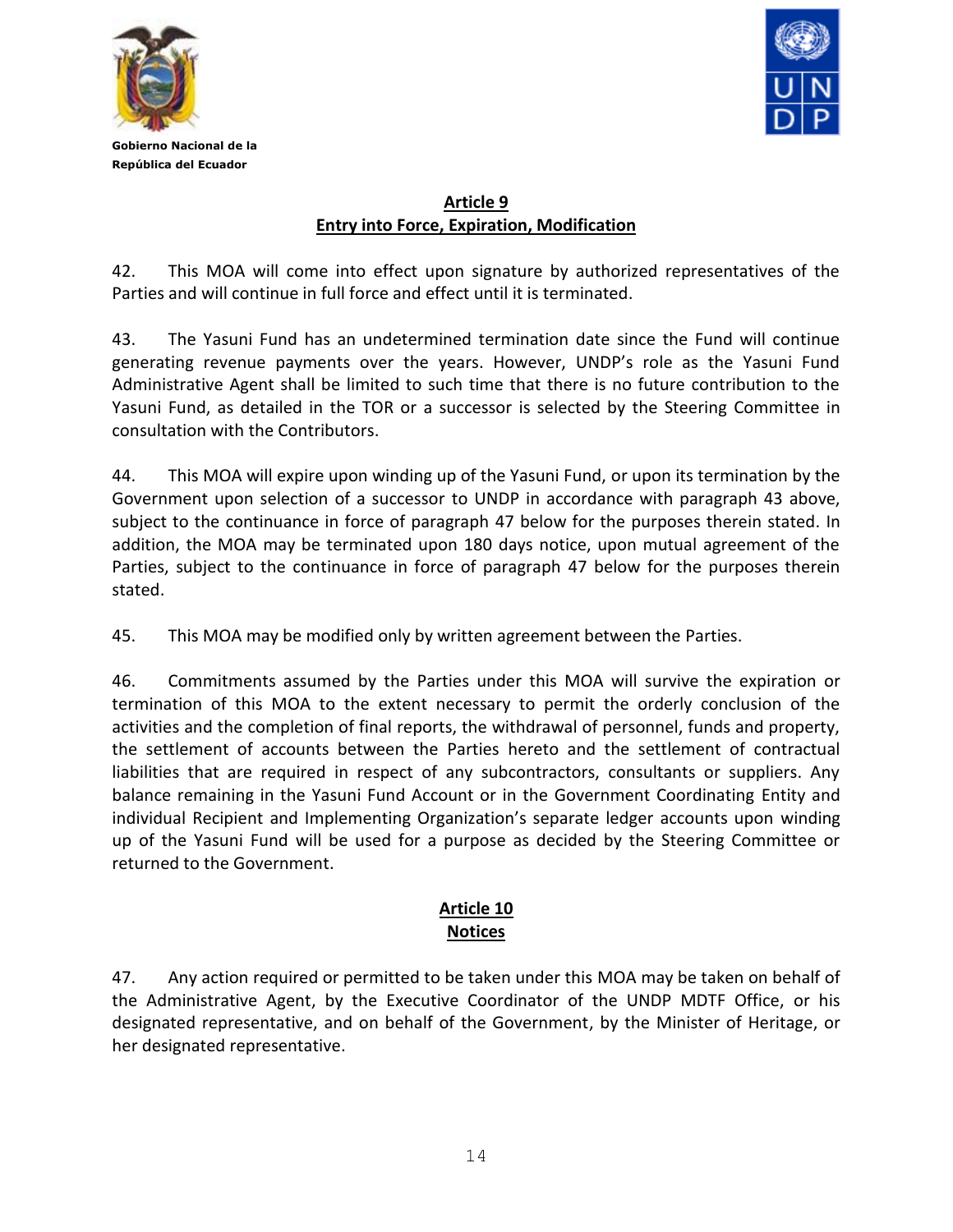## Article 9
## Entry into Force, Expiration, Modification

42. This MOA will come into effect upon signature by authorized representatives of the Parties and will continue in full force and effect until it is terminated.

43. The Yasuni Fund has an undetermined termination date since the Fund will continue generating revenue payments over the years. However, UNDP's role as the Yasuni Fund Administrative Agent shall be limited to such time that there is no future contribution to the Yasuni Fund, as detailed in the TOR or a successor is selected by the Steering Committee in consultation with the Contributors.

44. This MOA will expire upon winding up of the Yasuni Fund, or upon its termination by the Government upon selection of a successor to UNDP in accordance with paragraph 43 above, subject to the continuance in force of paragraph 47 below for the purposes therein stated. In addition, the MOA may be terminated upon 180 days notice, upon mutual agreement of the Parties, subject to the continuance in force of paragraph 47 below for the purposes therein stated.

45. This MOA may be modified only by written agreement between the Parties.

46. Commitments assumed by the Parties under this MOA will survive the expiration or termination of this MOA to the extent necessary to permit the orderly conclusion of the activities and the completion of final reports, the withdrawal of personnel, funds and property, the settlement of accounts between the Parties hereto and the settlement of contractual liabilities that are required in respect of any subcontractors, consultants or suppliers. Any balance remaining in the Yasuni Fund Account or in the Government Coordinating Entity and individual Recipient and Implementing Organization's separate ledger accounts upon winding up of the Yasuni Fund will be used for a purpose as decided by the Steering Committee or returned to the Government.

## Article 10
## Notices

47. Any action required or permitted to be taken under this MOA may be taken on behalf of the Administrative Agent, by the Executive Coordinator of the UNDP MDTF Office, or his designated representative, and on behalf of the Government, by the Minister of Heritage, or her designated representative.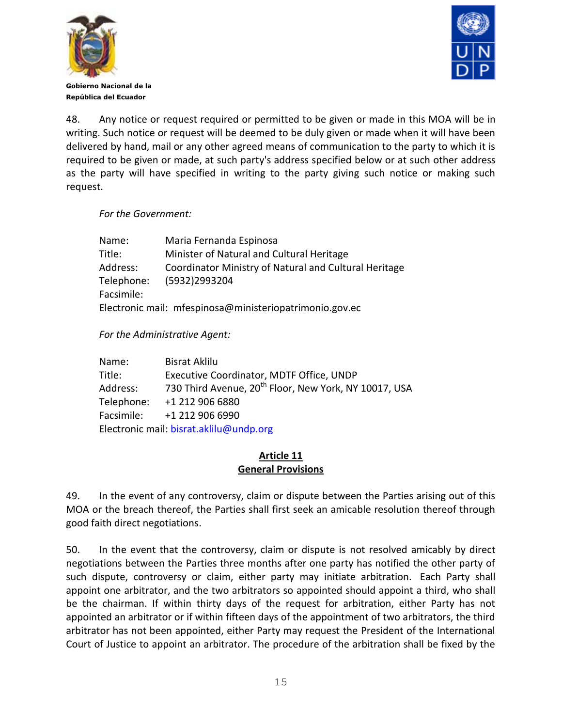Gobierno Nacional de la República del Ecuador

48. Any notice or request required or permitted to be given or made in this MOA will be in writing. Such notice or request will be deemed to be duly given or made when it will have been delivered by hand, mail or any other agreed means of communication to the party to which it is required to be given or made, at such party's address specified below or at such other address as the party will have specified in writing to the party giving such notice or making such request.

*For the Government:*

Name: Maria Fernanda Espinosa
Title: Minister of Natural and Cultural Heritage
Address: Coordinator Ministry of Natural and Cultural Heritage
Telephone: (5932)2993204
Facsimile:
Electronic mail: mfespinosa@ministeriopatrimonio.gov.ec

*For the Administrative Agent:*

Name: Bisrat Aklilu
Title: Executive Coordinator, MDTF Office, UNDP
Address: 730 Third Avenue, 20th Floor, New York, NY 10017, USA
Telephone: +1 212 906 6880
Facsimile: +1 212 906 6990
Electronic mail: bisrat.aklilu@undp.org

## Article 11
## General Provisions

49. In the event of any controversy, claim or dispute between the Parties arising out of this MOA or the breach thereof, the Parties shall first seek an amicable resolution thereof through good faith direct negotiations.

50. In the event that the controversy, claim or dispute is not resolved amicably by direct negotiations between the Parties three months after one party has notified the other party of such dispute, controversy or claim, either party may initiate arbitration. Each Party shall appoint one arbitrator, and the two arbitrators so appointed should appoint a third, who shall be the chairman. If within thirty days of the request for arbitration, either Party has not appointed an arbitrator or if within fifteen days of the appointment of two arbitrators, the third arbitrator has not been appointed, either Party may request the President of the International Court of Justice to appoint an arbitrator. The procedure of the arbitration shall be fixed by the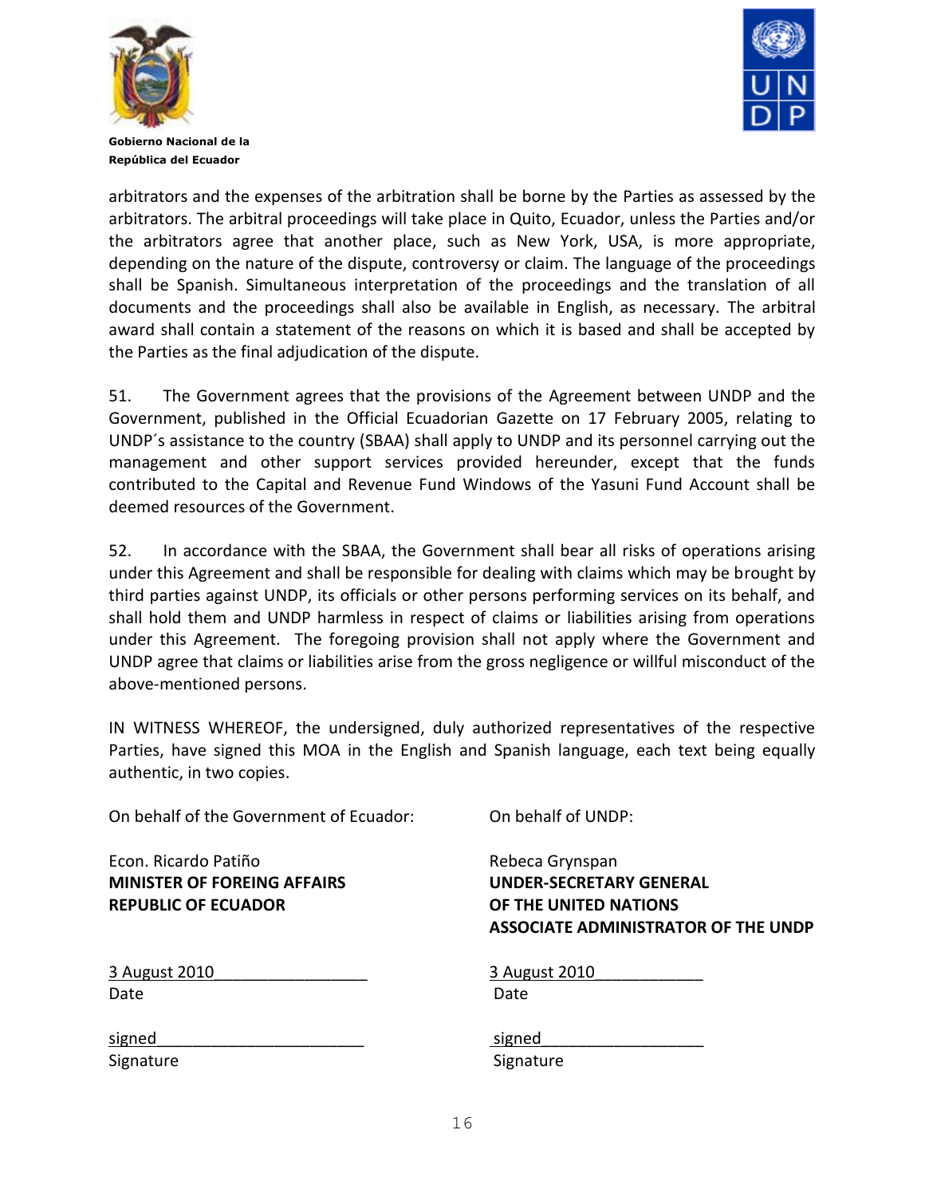arbitrators and the expenses of the arbitration shall be borne by the Parties as assessed by the arbitrators. The arbitral proceedings will take place in Quito, Ecuador, unless the Parties and/or the arbitrators agree that another place, such as New York, USA, is more appropriate, depending on the nature of the dispute, controversy or claim. The language of the proceedings shall be Spanish. Simultaneous interpretation of the proceedings and the translation of all documents and the proceedings shall also be available in English, as necessary. The arbitral award shall contain a statement of the reasons on which it is based and shall be accepted by the Parties as the final adjudication of the dispute.

51. The Government agrees that the provisions of the Agreement between UNDP and the Government, published in the Official Ecuadorian Gazette on 17 February 2005, relating to UNDP´s assistance to the country (SBAA) shall apply to UNDP and its personnel carrying out the management and other support services provided hereunder, except that the funds contributed to the Capital and Revenue Fund Windows of the Yasuni Fund Account shall be deemed resources of the Government.

52. In accordance with the SBAA, the Government shall bear all risks of operations arising under this Agreement and shall be responsible for dealing with claims which may be brought by third parties against UNDP, its officials or other persons performing services on its behalf, and shall hold them and UNDP harmless in respect of claims or liabilities arising from operations under this Agreement. The foregoing provision shall not apply where the Government and UNDP agree that claims or liabilities arise from the gross negligence or willful misconduct of the above-mentioned persons.

IN WITNESS WHEREOF, the undersigned, duly authorized representatives of the respective Parties, have signed this MOA in the English and Spanish language, each text being equally authentic, in two copies.

On behalf of the Government of Ecuador:

Econ. Ricardo Patiño
**MINISTER OF FOREING AFFAIRS**
**REPUBLIC OF ECUADOR**

3 August 2010
Date

signed
Signature

On behalf of UNDP:

Rebeca Grynspan
**UNDER-SECRETARY GENERAL**
**OF THE UNITED NATIONS**
**ASSOCIATE ADMINISTRATOR OF THE UNDP**

3 August 2010
Date

signed
Signature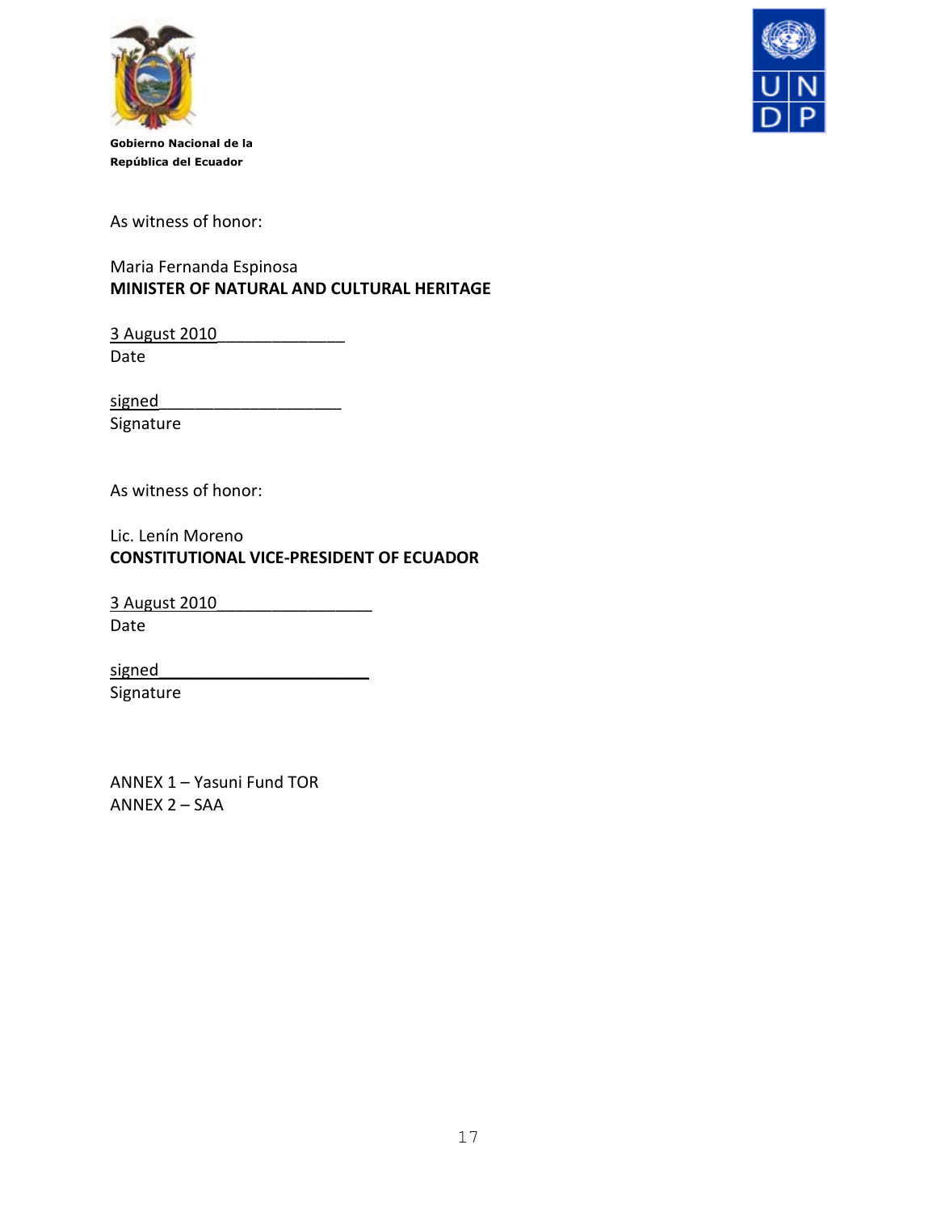Gobierno Nacional de la
República del Ecuador

As witness of honor:

Maria Fernanda Espinosa
**MINISTER OF NATURAL AND CULTURAL HERITAGE**

3 August 2010______________
Date

signed____________________
Signature

As witness of honor:

Lic. Lenín Moreno
**CONSTITUTIONAL VICE-PRESIDENT OF ECUADOR**

3 August 2010_________________
Date

signed_______________________
Signature

ANNEX 1 – Yasuni Fund TOR
ANNEX 2 – SAA